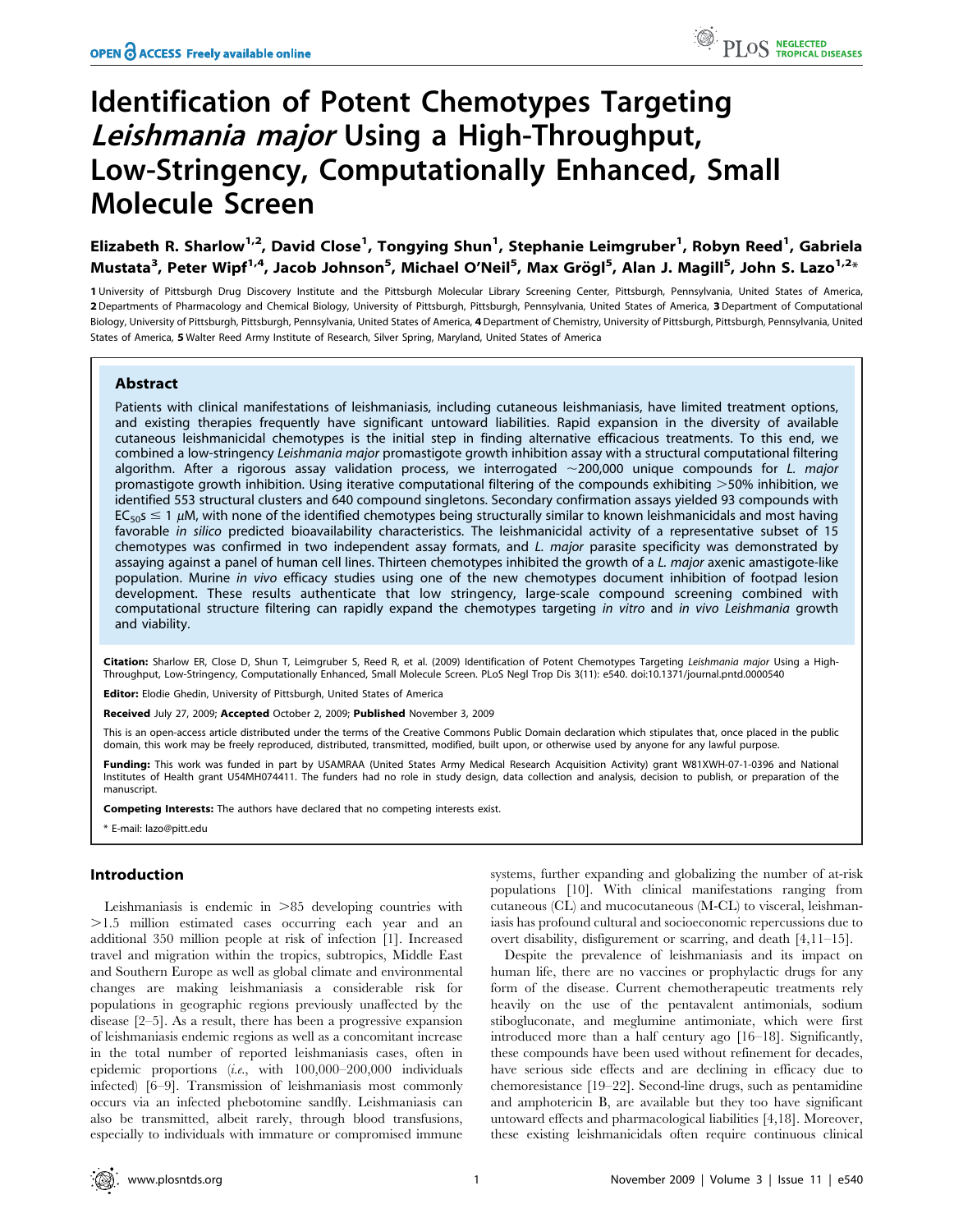# Identification of Potent Chemotypes Targeting *Leishmania major* Using a High-Throughput, Low-Stringency, Computationally Enhanced, Small Molecule Screen

**Elizabeth R. Sharlow[1,2], David Close[1], Tongying Shun[1], Stephanie Leimgruber[1], Robyn Reed[1], Gabriela Mustata[3], Peter Wipf[1,4], Jacob Johnson[5], Michael O'Neil[5], Max Grögl[5], Alan J. Magill[5], John S. Lazo[1,2]***

**1** University of Pittsburgh Drug Discovery Institute and the Pittsburgh Molecular Library Screening Center, Pittsburgh, Pennsylvania, United States of America, **2** Departments of Pharmacology and Chemical Biology, University of Pittsburgh, Pittsburgh, Pennsylvania, United States of America, **3** Department of Computational Biology, University of Pittsburgh, Pittsburgh, Pennsylvania, United States of America, **4** Department of Chemistry, University of Pittsburgh, Pittsburgh, Pennsylvania, United States of America, **5** Walter Reed Army Institute of Research, Silver Spring, Maryland, United States of America

## Abstract

Patients with clinical manifestations of leishmaniasis, including cutaneous leishmaniasis, have limited treatment options, and existing therapies frequently have significant untoward liabilities. Rapid expansion in the diversity of available cutaneous leishmanicidal chemotypes is the initial step in finding alternative efficacious treatments. To this end, we combined a low-stringency *Leishmania major* promastigote growth inhibition assay with a structural computational filtering algorithm. After a rigorous assay validation process, we interrogated ~200,000 unique compounds for *L. major* promastigote growth inhibition. Using iterative computational filtering of the compounds exhibiting >50% inhibition, we identified 553 structural clusters and 640 compound singletons. Secondary confirmation assays yielded 93 compounds with $EC_{50}$s ≤ 1 μM, with none of the identified chemotypes being structurally similar to known leishmanicidals and most having favorable *in silico* predicted bioavailability characteristics. The leishmanicidal activity of a representative subset of 15 chemotypes was confirmed in two independent assay formats, and *L. major* parasite specificity was demonstrated by assaying against a panel of human cell lines. Thirteen chemotypes inhibited the growth of a *L. major* axenic amastigote-like population. Murine *in vivo* efficacy studies using one of the new chemotypes document inhibition of footpad lesion development. These results authenticate that low stringency, large-scale compound screening combined with computational structure filtering can rapidly expand the chemotypes targeting *in vitro* and *in vivo Leishmania* growth and viability.

**Citation:** Sharlow ER, Close D, Shun T, Leimgruber S, Reed R, et al. (2009) Identification of Potent Chemotypes Targeting *Leishmania major* Using a High-Throughput, Low-Stringency, Computationally Enhanced, Small Molecule Screen. PLoS Negl Trop Dis 3(11): e540. doi:10.1371/journal.pntd.0000540

**Editor:** Elodie Ghedin, University of Pittsburgh, United States of America

**Received** July 27, 2009; **Accepted** October 2, 2009; **Published** November 3, 2009

This is an open-access article distributed under the terms of the Creative Commons Public Domain declaration which stipulates that, once placed in the public domain, this work may be freely reproduced, distributed, transmitted, modified, built upon, or otherwise used by anyone for any lawful purpose.

**Funding:** This work was funded in part by USAMRAA (United States Army Medical Research Acquisition Activity) grant W81XWH-07-1-0396 and National Institutes of Health grant U54MH074411. The funders had no role in study design, data collection and analysis, decision to publish, or preparation of the manuscript.

**Competing Interests:** The authors have declared that no competing interests exist.

\* E-mail: lazo@pitt.edu

## Introduction

Leishmaniasis is endemic in >85 developing countries with >1.5 million estimated cases occurring each year and an additional 350 million people at risk of infection [1]. Increased travel and migration within the tropics, subtropics, Middle East and Southern Europe as well as global climate and environmental changes are making leishmaniasis a considerable risk for populations in geographic regions previously unaffected by the disease [2–5]. As a result, there has been a progressive expansion of leishmaniasis endemic regions as well as a concomitant increase in the total number of reported leishmaniasis cases, often in epidemic proportions (*i.e.*, with 100,000–200,000 individuals infected) [6–9]. Transmission of leishmaniasis most commonly occurs via an infected phebotomine sandfly. Leishmaniasis can also be transmitted, albeit rarely, through blood transfusions, especially to individuals with immature or compromised immune systems, further expanding and globalizing the number of at-risk populations [10]. With clinical manifestations ranging from cutaneous (CL) and mucocutaneous (M-CL) to visceral, leishmaniasis has profound cultural and socioeconomic repercussions due to overt disability, disfigurement or scarring, and death [4,11–15].

Despite the prevalence of leishmaniasis and its impact on human life, there are no vaccines or prophylactic drugs for any form of the disease. Current chemotherapeutic treatments rely heavily on the use of the pentavalent antimonials, sodium stibogluconate, and meglumine antimoniate, which were first introduced more than a half century ago [16–18]. Significantly, these compounds have been used without refinement for decades, have serious side effects and are declining in efficacy due to chemoresistance [19–22]. Second-line drugs, such as pentamidine and amphotericin B, are available but they too have significant untoward effects and pharmacological liabilities [4,18]. Moreover, these existing leishmanicidals often require continuous clinical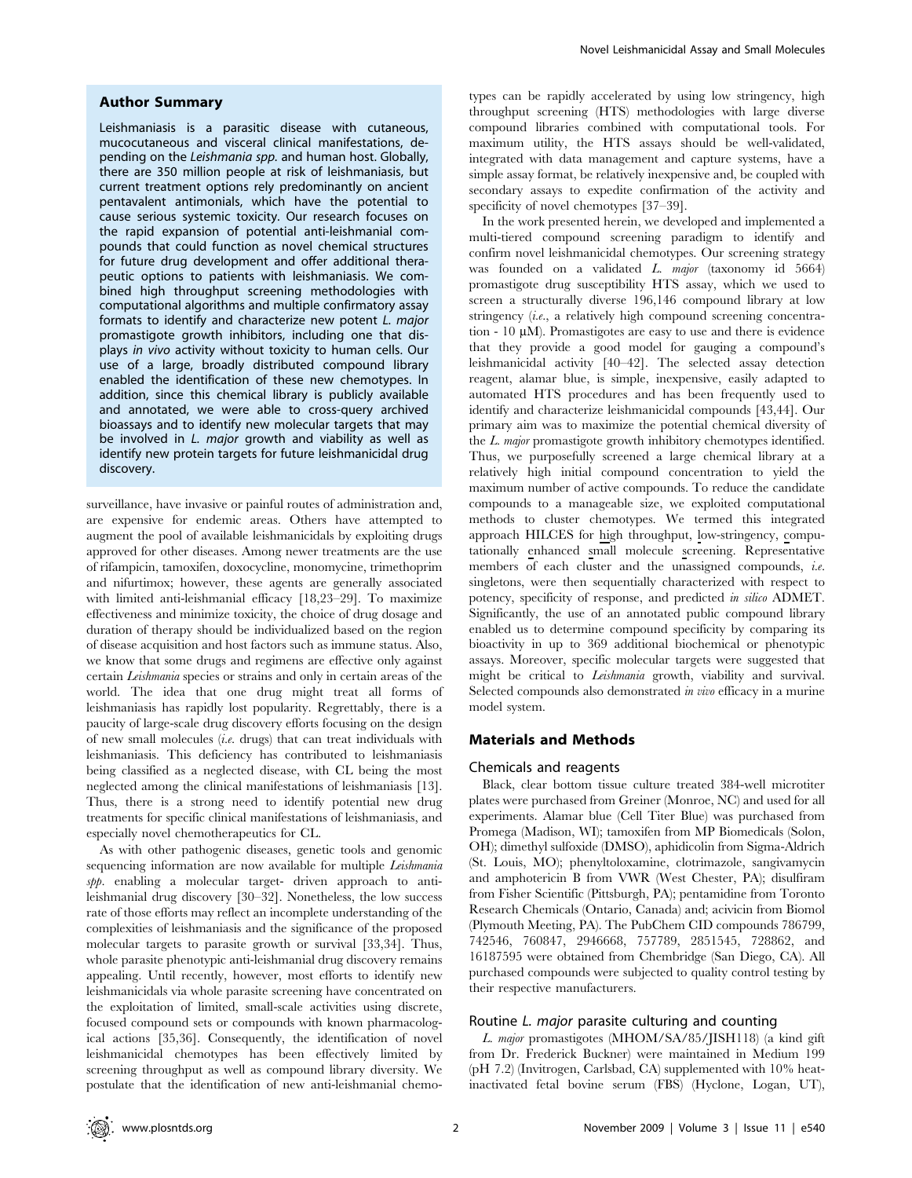## Author Summary

Leishmaniasis is a parasitic disease with cutaneous, mucocutaneous and visceral clinical manifestations, depending on the *Leishmania spp.* and human host. Globally, there are 350 million people at risk of leishmaniasis, but current treatment options rely predominantly on ancient pentavalent antimonials, which have the potential to cause serious systemic toxicity. Our research focuses on the rapid expansion of potential anti-leishmanial compounds that could function as novel chemical structures for future drug development and offer additional therapeutic options to patients with leishmaniases. We combined high throughput screening methodologies with computational algorithms and multiple confirmatory assay formats to identify and characterize new potent *L. major* promastigote growth inhibitors, including one that displays *in vivo* activity without toxicity to human cells. Our use of a large, broadly distributed compound library enabled the identification of these new chemotypes. In addition, since this chemical library is publicly available and annotated, we were able to cross-query archived bioassays and to identify new molecular targets that may be involved in *L. major* growth and viability as well as identify new protein targets for future leishmanicidal drug discovery.

surveillance, have invasive or painful routes of administration and, are expensive for endemic areas. Others have attempted to augment the pool of available leishmanicidals by exploiting drugs approved for other diseases. Among newer treatments are the use of rifampicin, tamoxifen, doxocycline, monomycine, trimethoprim and nifurtimox; however, these agents are generally associated with limited anti-leishmanial efficacy [18,23–29]. To maximize effectiveness and minimize toxicity, the choice of drug dosage and duration of therapy should be individualized based on the region of disease acquisition and host factors such as immune status. Also, we know that some drugs and regimens are effective only against certain *Leishmania* species or strains and only in certain areas of the world. The idea that one drug might treat all forms of leishmaniasis has rapidly lost popularity. Regrettably, there is a paucity of large-scale drug discovery efforts focusing on the design of new small molecules (*i.e.* drugs) that can treat individuals with leishmaniasis. This deficiency has contributed to leishmaniasis being classified as a neglected disease, with CL being the most neglected among the clinical manifestations of leishmaniasis [13]. Thus, there is a strong need to identify potential new drug treatments for specific clinical manifestations of leishmaniasis, and especially novel chemotherapeutics for CL.

As with other pathogenic diseases, genetic tools and genomic sequencing information are now available for multiple *Leishmania spp.* enabling a molecular target- driven approach to anti-leishmanial drug discovery [30–32]. Nonetheless, the low success rate of those efforts may reflect an incomplete understanding of the complexities of leishmaniasis and the significance of the proposed molecular targets to parasite growth or survival [33,34]. Thus, whole parasite phenotypic anti-leishmanial drug discovery remains appealing. Until recently, however, most efforts to identify new leishmanicidals via whole parasite screening have concentrated on the exploitation of limited, small-scale activities using discrete, focused compound sets or compounds with known pharmacological actions [35,36]. Consequently, the identification of novel leishmanicidal chemotypes has been effectively limited by screening throughput as well as compound library diversity. We postulate that the identification of new anti-leishmanial chemotypes can be rapidly accelerated by using low stringency, high throughput screening (HTS) methodologies with large diverse compound libraries combined with computational tools. For maximum utility, the HTS assays should be well-validated, integrated with data management and capture systems, have a simple assay format, be relatively inexpensive and, be coupled with secondary assays to expedite confirmation of the activity and specificity of novel chemotypes [37–39].

In the work presented herein, we developed and implemented a multi-tiered compound screening paradigm to identify and confirm novel leishmanicidal chemotypes. Our screening strategy was founded on a validated *L. major* (taxonomy id 5664) promastigote drug susceptibility HTS assay, which we used to screen a structurally diverse 196,146 compound library at low stringency (*i.e.*, a relatively high compound screening concentration - 10 μM). Promastigotes are easy to use and there is evidence that they provide a good model for gauging a compound's leishmanicidal activity [40–42]. The selected assay detection reagent, alamar blue, is simple, inexpensive, easily adapted to automated HTS procedures and has been frequently used to identify and characterize leishmanicidal compounds [43,44]. Our primary aim was to maximize the potential chemical diversity of the *L. major* promastigote growth inhibitory chemotypes identified. Thus, we purposefully screened a large chemical library at a relatively high initial compound concentration to yield the maximum number of active compounds. To reduce the candidate compounds to a manageable size, we exploited computational methods to cluster chemotypes. We termed this integrated approach HILCES for high throughput, low-stringency, computationally enhanced small molecule screening. Representative members of each cluster and the unassigned compounds, *i.e.* singletons, were then sequentially characterized with respect to potency, specificity of response, and predicted *in silico* ADMET. Significantly, the use of an annotated public compound library enabled us to determine compound specificity by comparing its bioactivity in up to 369 additional biochemical or phenotypic assays. Moreover, specific molecular targets were suggested that might be critical to *Leishmania* growth, viability and survival. Selected compounds also demonstrated *in vivo* efficacy in a murine model system.

## Materials and Methods

### Chemicals and reagents

Black, clear bottom tissue culture treated 384-well microtiter plates were purchased from Greiner (Monroe, NC) and used for all experiments. Alamar blue (Cell Titer Blue) was purchased from Promega (Madison, WI); tamoxifen from MP Biomedicals (Solon, OH); dimethyl sulfoxide (DMSO), aphidicolin from Sigma-Aldrich (St. Louis, MO); phenyltoloxamine, clotrimazole, sangivamycin and amphotericin B from VWR (West Chester, PA); disulfiram from Fisher Scientific (Pittsburgh, PA); pentamidine from Toronto Research Chemicals (Ontario, Canada) and; acivicin from Biomol (Plymouth Meeting, PA). The PubChem CID compounds 786799, 742546, 760847, 2946668, 757789, 2851545, 728862, and 16187595 were obtained from Chembridge (San Diego, CA). All purchased compounds were subjected to quality control testing by their respective manufacturers.

### Routine *L. major* parasite culturing and counting

*L. major* promastigotes (MHOM/SA/85/JISH118) (a kind gift from Dr. Frederick Buckner) were maintained in Medium 199 (pH 7.2) (Invitrogen, Carlsbad, CA) supplemented with 10% heat-inactivated fetal bovine serum (FBS) (Hyclone, Logan, UT),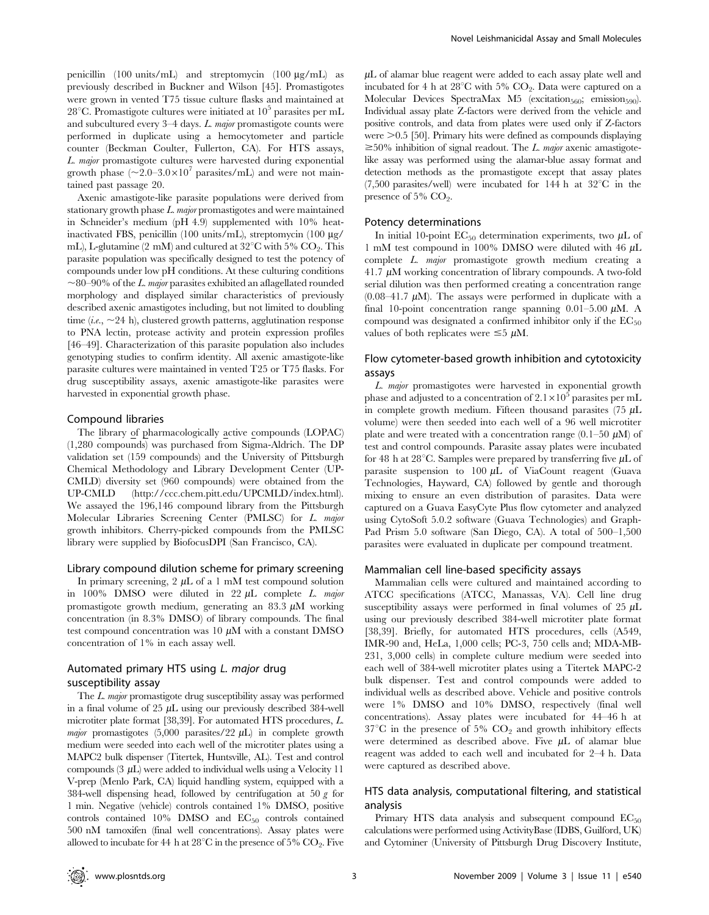penicillin (100 units/mL) and streptomycin (100 µg/mL) as previously described in Buckner and Wilson [45]. Promastigotes were grown in vented T75 tissue culture flasks and maintained at 28°C. Promastigote cultures were initiated at $10^5$ parasites per mL and subcultured every 3–4 days. *L. major* promastigote counts were performed in duplicate using a hemocytometer and particle counter (Beckman Coulter, Fullerton, CA). For HTS assays, *L. major* promastigote cultures were harvested during exponential growth phase (~2.0–3.0×$10^7$ parasites/mL) and were not maintained past passage 20.

Axenic amastigote-like parasite populations were derived from stationary growth phase *L. major* promastigotes and were maintained in Schneider's medium (pH 4.9) supplemented with 10% heat-inactivated FBS, penicillin (100 units/mL), streptomycin (100 µg/mL), L-glutamine (2 mM) and cultured at 32°C with 5% $CO_2$. This parasite population was specifically designed to test the potency of compounds under low pH conditions. At these culturing conditions ~80–90% of the *L. major* parasites exhibited an aflagellated rounded morphology and displayed similar characteristics of previously described axenic amastigotes including, but not limited to doubling time (*i.e.*, ~24 h), clustered growth patterns, agglutination response to PNA lectin, protease activity and protein expression profiles [46–49]. Characterization of this parasite population also includes genotyping studies to confirm identity. All axenic amastigote-like parasite cultures were maintained in vented T25 or T75 flasks. For drug susceptibility assays, axenic amastigote-like parasites were harvested in exponential growth phase.

## Compound libraries

The library of pharmacologically active compounds (LOPAC) (1,280 compounds) was purchased from Sigma-Aldrich. The DP validation set (159 compounds) and the University of Pittsburgh Chemical Methodology and Library Development Center (UP-CMLD) diversity set (960 compounds) were obtained from the UP-CMLD (http://ccc.chem.pitt.edu/UPCMLD/index.html). We assayed the 196,146 compound library from the Pittsburgh Molecular Libraries Screening Center (PMLSC) for *L. major* growth inhibitors. Cherry-picked compounds from the PMLSC library were supplied by BiofocusDPI (San Francisco, CA).

## Library compound dilution scheme for primary screening

In primary screening, 2 µL of a 1 mM test compound solution in 100% DMSO were diluted in 22 µL complete *L. major* promastigote growth medium, generating an 83.3 µM working concentration (in 8.3% DMSO) of library compounds. The final test compound concentration was 10 µM with a constant DMSO concentration of 1% in each assay well.

## Automated primary HTS using *L. major* drug susceptibility assay

The *L. major* promastigote drug susceptibility assay was performed in a final volume of 25 µL using our previously described 384-well microtiter plate format [38,39]. For automated HTS procedures, *L. major* promastigotes (5,000 parasites/22 µL) in complete growth medium were seeded into each well of the microtiter plates using a MAPC2 bulk dispenser (Titertek, Huntsville, AL). Test and control compounds (3 µL) were added to individual wells using a Velocity 11 V-prep (Menlo Park, CA) liquid handling system, equipped with a 384-well dispensing head, followed by centrifugation at 50 *g* for 1 min. Negative (vehicle) controls contained 1% DMSO, positive controls contained 10% DMSO and $EC_{50}$ controls contained 500 nM tamoxifen (final well concentrations). Assay plates were allowed to incubate for 44 h at 28°C in the presence of 5% $CO_2$. Five µL of alamar blue reagent were added to each assay plate well and incubated for 4 h at 28°C with 5% $CO_2$. Data were captured on a Molecular Devices SpectraMax M5 ($\text{excitation}_{560}$; $\text{emission}_{590}$). Individual assay plate Z-factors were derived from the vehicle and positive controls, and data from plates were used only if Z-factors were >0.5 [50]. Primary hits were defined as compounds displaying ≥50% inhibition of signal readout. The *L. major* axenic amastigote-like assay was performed using the alamar-blue assay format and detection methods as the promastigote except that assay plates (7,500 parasites/well) were incubated for 144 h at 32°C in the presence of 5% $CO_2$.

## Potency determinations

In initial 10-point $EC_{50}$ determination experiments, two µL of 1 mM test compound in 100% DMSO were diluted with 46 µL complete *L. major* promastigote growth medium creating a 41.7 µM working concentration of library compounds. A two-fold serial dilution was then performed creating a concentration range (0.08–41.7 µM). The assays were performed in duplicate with a final 10-point concentration range spanning 0.01–5.00 µM. A compound was designated a confirmed inhibitor only if the $EC_{50}$ values of both replicates were ≤5 µM.

## Flow cytometer-based growth inhibition and cytotoxicity assays

*L. major* promastigotes were harvested in exponential growth phase and adjusted to a concentration of 2.1×$10^5$ parasites per mL in complete growth medium. Fifteen thousand parasites (75 µL volume) were then seeded into each well of a 96 well microtiter plate and were treated with a concentration range (0.1–50 µM) of test and control compounds. Parasite assay plates were incubated for 48 h at 28°C. Samples were prepared by transferring five µL of parasite suspension to 100 µL of ViaCount reagent (Guava Technologies, Hayward, CA) followed by gentle and thorough mixing to ensure an even distribution of parasites. Data were captured on a Guava EasyCyte Plus flow cytometer and analyzed using CytoSoft 5.0.2 software (Guava Technologies) and GraphPad Prism 5.0 software (San Diego, CA). A total of 500–1,500 parasites were evaluated in duplicate per compound treatment.

## Mammalian cell line-based specificity assays

Mammalian cells were cultured and maintained according to ATCC specifications (ATCC, Manassas, VA). Cell line drug susceptibility assays were performed in final volumes of 25 µL using our previously described 384-well microtiter plate format [38,39]. Briefly, for automated HTS procedures, cells (A549, IMR-90 and, HeLa, 1,000 cells; PC-3, 750 cells and; MDA-MB-231, 3,000 cells) in complete culture medium were seeded into each well of 384-well microtiter plates using a Titertek MAPC-2 bulk dispenser. Test and control compounds were added to individual wells as described above. Vehicle and positive controls were 1% DMSO and 10% DMSO, respectively (final well concentrations). Assay plates were incubated for 44–46 h at 37°C in the presence of 5% $CO_2$ and growth inhibitory effects were determined as described above. Five µL of alamar blue reagent was added to each well and incubated for 2–4 h. Data were captured as described above.

## HTS data analysis, computational filtering, and statistical analysis

Primary HTS data analysis and subsequent compound $EC_{50}$ calculations were performed using ActivityBase (IDBS, Guilford, UK) and Cytominer (University of Pittsburgh Drug Discovery Institute,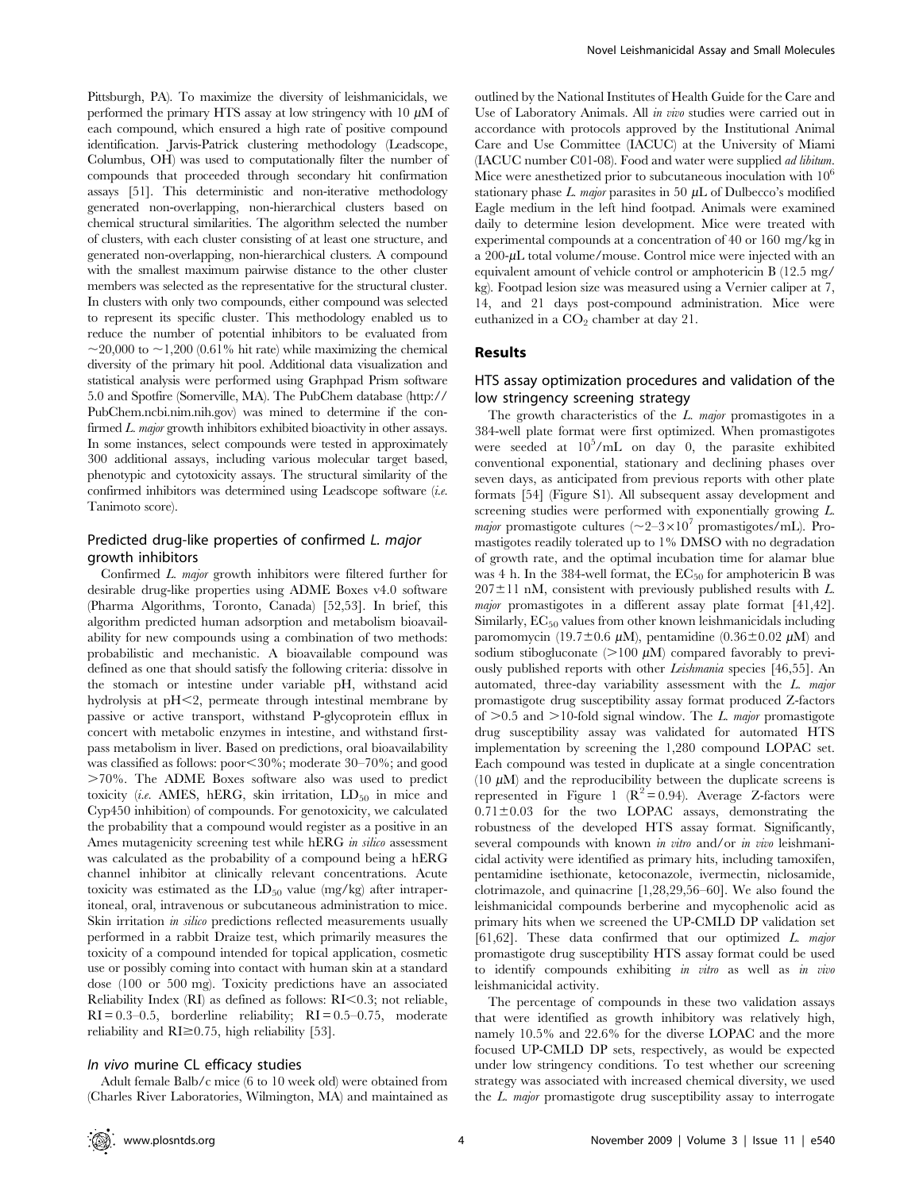Pittsburgh, PA). To maximize the diversity of leishmanicidals, we performed the primary HTS assay at low stringency with 10 μM of each compound, which ensured a high rate of positive compound identification. Jarvis-Patrick clustering methodology (Leadscope, Columbus, OH) was used to computationally filter the number of compounds that proceeded through secondary hit confirmation assays [51]. This deterministic and non-iterative methodology generated non-overlapping, non-hierarchical clusters based on chemical structural similarities. The algorithm selected the number of clusters, with each cluster consisting of at least one structure, and generated non-overlapping, non-hierarchical clusters. A compound with the smallest maximum pairwise distance to the other cluster members was selected as the representative for the structural cluster. In clusters with only two compounds, either compound was selected to represent its specific cluster. This methodology enabled us to reduce the number of potential inhibitors to be evaluated from ~20,000 to ~1,200 (0.61% hit rate) while maximizing the chemical diversity of the primary hit pool. Additional data visualization and statistical analysis were performed using Graphpad Prism software 5.0 and Spotfire (Somerville, MA). The PubChem database (http://PubChem.ncbi.nim.nih.gov) was mined to determine if the confirmed *L. major* growth inhibitors exhibited bioactivity in other assays. In some instances, select compounds were tested in approximately 300 additional assays, including various molecular target based, phenotypic and cytotoxicity assays. The structural similarity of the confirmed inhibitors was determined using Leadscope software (*i.e.* Tanimoto score).

### Predicted drug-like properties of confirmed *L. major* growth inhibitors

Confirmed *L. major* growth inhibitors were filtered further for desirable drug-like properties using ADME Boxes v4.0 software (Pharma Algorithms, Toronto, Canada) [52,53]. In brief, this algorithm predicted human adsorption and metabolism bioavailability for new compounds using a combination of two methods: probabilistic and mechanistic. A bioavailable compound was defined as one that should satisfy the following criteria: dissolve in the stomach or intestine under variable pH, withstand acid hydrolysis at pH<2, permeate through intestinal membrane by passive or active transport, withstand P-glycoprotein efflux in concert with metabolic enzymes in intestine, and withstand first-pass metabolism in liver. Based on predictions, oral bioavailability was classified as follows: poor<30%; moderate 30–70%; and good >70%. The ADME Boxes software also was used to predict toxicity (*i.e.* AMES, hERG, skin irritation, $LD_{50}$ in mice and Cyp450 inhibition) of compounds. For genotoxicity, we calculated the probability that a compound would register as a positive in an Ames mutagenicity screening test while hERG *in silico* assessment was calculated as the probability of a compound being a hERG channel inhibitor at clinically relevant concentrations. Acute toxicity was estimated as the $LD_{50}$ value (mg/kg) after intraperitoneal, oral, intravenous or subcutaneous administration to mice. Skin irritation *in silico* predictions reflected measurements usually performed in a rabbit Draize test, which primarily measures the toxicity of a compound intended for topical application, cosmetic use or possibly coming into contact with human skin at a standard dose (100 or 500 mg). Toxicity predictions have an associated Reliability Index (RI) as defined as follows: RI<0.3; not reliable, RI = 0.3–0.5, borderline reliability; RI = 0.5–0.75, moderate reliability and RI≥0.75, high reliability [53].

### *In vivo* murine CL efficacy studies

Adult female Balb/c mice (6 to 10 week old) were obtained from (Charles River Laboratories, Wilmington, MA) and maintained as outlined by the National Institutes of Health Guide for the Care and Use of Laboratory Animals. All *in vivo* studies were carried out in accordance with protocols approved by the Institutional Animal Care and Use Committee (IACUC) at the University of Miami (IACUC number C01-08). Food and water were supplied *ad libitum*. Mice were anesthetized prior to subcutaneous inoculation with $10^6$ stationary phase *L. major* parasites in 50 μL of Dulbecco's modified Eagle medium in the left hind footpad. Animals were examined daily to determine lesion development. Mice were treated with experimental compounds at a concentration of 40 or 160 mg/kg in a 200-μL total volume/mouse. Control mice were injected with an equivalent amount of vehicle control or amphotericin B (12.5 mg/kg). Footpad lesion size was measured using a Vernier caliper at 7, 14, and 21 days post-compound administration. Mice were euthanized in a $CO_2$ chamber at day 21.

## Results

### HTS assay optimization procedures and validation of the low stringency screening strategy

The growth characteristics of the *L. major* promastigotes in a 384-well plate format were first optimized. When promastigotes were seeded at $10^5$/mL on day 0, the parasite exhibited conventional exponential, stationary and declining phases over seven days, as anticipated from previous reports with other plate formats [54] (Figure S1). All subsequent assay development and screening studies were performed with exponentially growing *L. major* promastigote cultures (~2–3×$10^7$ promastigotes/mL). Promastigotes readily tolerated up to 1% DMSO with no degradation of growth rate, and the optimal incubation time for alamar blue was 4 h. In the 384-well format, the $EC_{50}$ for amphotericin B was 207±11 nM, consistent with previously published results with *L. major* promastigotes in a different assay plate format [41,42]. Similarly, $EC_{50}$ values from other known leishmanicidals including paromomycin (19.7±0.6 μM), pentamidine (0.36±0.02 μM) and sodium stibogluconate (>100 μM) compared favorably to previously published reports with other *Leishmania* species [46,55]. An automated, three-day variability assessment with the *L. major* promastigote drug susceptibility assay format produced Z-factors of >0.5 and >10-fold signal window. The *L. major* promastigote drug susceptibility assay was validated for automated HTS implementation by screening the 1,280 compound LOPAC set. Each compound was tested in duplicate at a single concentration (10 μM) and the reproducibility between the duplicate screens is represented in Figure 1 ($R^2$ = 0.94). Average Z-factors were 0.71±0.03 for the two LOPAC assays, demonstrating the robustness of the developed HTS assay format. Significantly, several compounds with known *in vitro* and/or *in vivo* leishmanicidal activity were identified as primary hits, including tamoxifen, pentamidine isethionate, ketoconazole, ivermectin, niclosamide, clotrimazole, and quinacrine [1,28,29,56–60]. We also found the leishmanicidal compounds berberine and mycophenolic acid as primary hits when we screened the UP-CMLD DP validation set [61,62]. These data confirmed that our optimized *L. major* promastigote drug susceptibility HTS assay format could be used to identify compounds exhibiting *in vitro* as well as *in vivo* leishmanicidal activity.

The percentage of compounds in these two validation assays that were identified as growth inhibitory was relatively high, namely 10.5% and 22.6% for the diverse LOPAC and the more focused UP-CMLD DP sets, respectively, as would be expected under low stringency conditions. To test whether our screening strategy was associated with increased chemical diversity, we used the *L. major* promastigote drug susceptibility assay to interrogate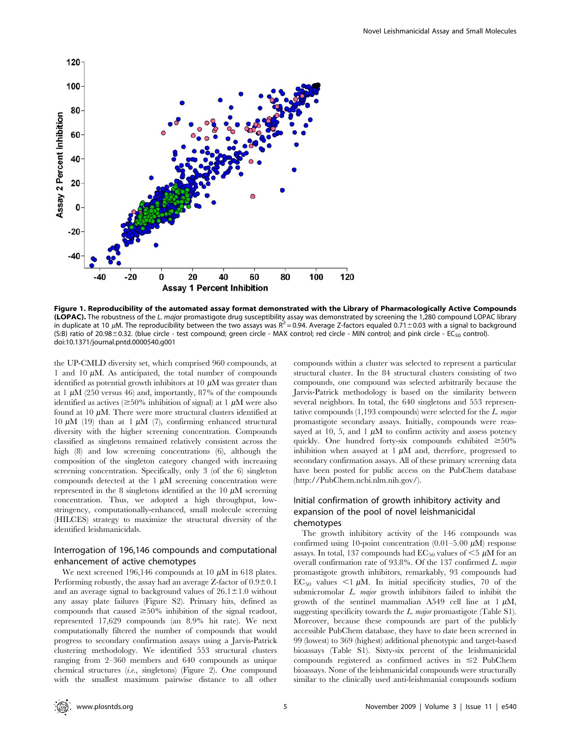**Figure 1. Reproducibility of the automated assay format demonstrated with the Library of Pharmacologically Active Compounds (LOPAC).** The robustness of the *L. major* promastigote drug susceptibility assay was demonstrated by screening the 1,280 compound LOPAC library in duplicate at 10 $\mu$M. The reproducibility between the two assays was $R^2 = 0.94$. Average Z-factors equaled $0.71 \pm 0.03$ with a signal to background (S:B) ratio of $20.98 \pm 0.32$. (blue circle - test compound; green circle - MAX control; red circle - MIN control; and pink circle - $EC_{50}$ control).
doi:10.1371/journal.pntd.0000540.g001

the UP-CMLD diversity set, which comprised 960 compounds, at 1 and 10 $\mu$M. As anticipated, the total number of compounds identified as potential growth inhibitors at 10 $\mu$M was greater than at 1 $\mu$M (250 versus 46) and, importantly, 87% of the compounds identified as actives ($\geq$50% inhibition of signal) at 1 $\mu$M were also found at 10 $\mu$M. There were more structural clusters identified at 10 $\mu$M (19) than at 1 $\mu$M (7), confirming enhanced structural diversity with the higher screening concentration. Compounds classified as singletons remained relatively consistent across the high (8) and low screening concentrations (6), although the composition of the singleton category changed with increasing screening concentration. Specifically, only 3 (of the 6) singleton compounds detected at the 1 $\mu$M screening concentration were represented in the 8 singletons identified at the 10 $\mu$M screening concentration. Thus, we adopted a high throughput, low-stringency, computationally-enhanced, small molecule screening (HILCES) strategy to maximize the structural diversity of the identified leishmanicidals.

### Interrogation of 196,146 compounds and computational enhancement of active chemotypes

We next screened 196,146 compounds at 10 $\mu$M in 618 plates. Performing robustly, the assay had an average Z-factor of $0.9 \pm 0.1$ and an average signal to background values of $26.1 \pm 1.0$ without any assay plate failures (Figure S2). Primary hits, defined as compounds that caused $\geq$50% inhibition of the signal readout, represented 17,629 compounds (an 8.9% hit rate). We next computationally filtered the number of compounds that would progress to secondary confirmation assays using a Jarvis-Patrick clustering methodology. We identified 553 structural clusters ranging from 2–360 members and 640 compounds as unique chemical structures (*i.e.*, singletons) (Figure 2). One compound with the smallest maximum pairwise distance to all other compounds within a cluster was selected to represent a particular structural cluster. In the 84 structural clusters consisting of two compounds, one compound was selected arbitrarily because the Jarvis-Patrick methodology is based on the similarity between several neighbors. In total, the 640 singletons and 553 representative compounds (1,193 compounds) were selected for the *L. major* promastigote secondary assays. Initially, compounds were reassayed at 10, 5, and 1 $\mu$M to confirm activity and assess potency quickly. One hundred forty-six compounds exhibited $\geq$50% inhibition when assayed at 1 $\mu$M and, therefore, progressed to secondary confirmation assays. All of these primary screening data have been posted for public access on the PubChem database (http://PubChem.ncbi.nlm.nih.gov/).

### Initial confirmation of growth inhibitory activity and expansion of the pool of novel leishmanicidal chemotypes

The growth inhibitory activity of the 146 compounds was confirmed using 10-point concentration (0.01–5.00 $\mu$M) response assays. In total, 137 compounds had $EC_{50}$ values of $<$5 $\mu$M for an overall confirmation rate of 93.8%. Of the 137 confirmed *L. major* promastigote growth inhibitors, remarkably, 93 compounds had $EC_{50}$ values $<$1 $\mu$M. In initial specificity studies, 70 of the submicromolar *L. major* growth inhibitors failed to inhibit the growth of the sentinel mammalian A549 cell line at 1 $\mu$M, suggesting specificity towards the *L. major* promastigote (Table S1). Moreover, because these compounds are part of the publicly accessible PubChem database, they have to date been screened in 99 (lowest) to 369 (highest) additional phenotypic and target-based bioassays (Table S1). Sixty-six percent of the leishmanicidal compounds registered as confirmed actives in $\leq$2 PubChem bioassays. None of the leishmanicidal compounds were structurally similar to the clinically used anti-leishmanial compounds sodium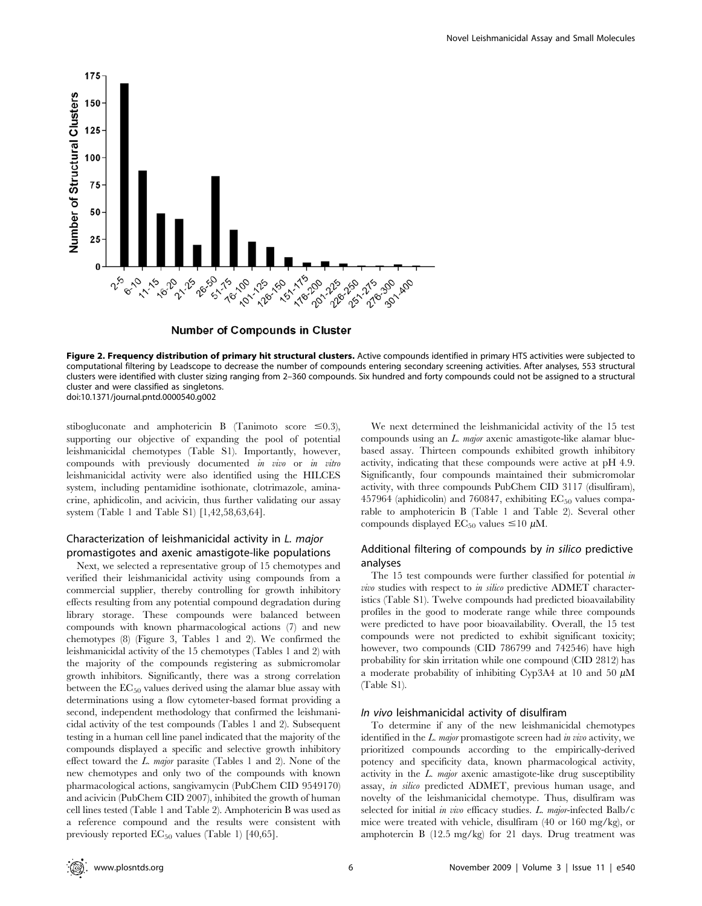Figure 2. Frequency distribution of primary hit structural clusters. Active compounds identified in primary HTS activities were subjected to computational filtering by Leadscope to decrease the number of compounds entering secondary screening activities. After analyses, 553 structural clusters were identified with cluster sizing ranging from 2–360 compounds. Six hundred and forty compounds could not be assigned to a structural cluster and were classified as singletons.
doi:10.1371/journal.pntd.0000540.g002

stibogluconate and amphotericin B (Tanimoto score $\leq 0.3$), supporting our objective of expanding the pool of potential leishmanicidal chemotypes (Table S1). Importantly, however, compounds with previously documented *in vivo* or *in vitro* leishmanicidal activity were also identified using the HILCES system, including pentamidine isothionate, clotrimazole, aminacrine, aphidicolin, and acivicin, thus further validating our assay system (Table 1 and Table S1) [1,42,58,63,64].

## Characterization of leishmanicidal activity in *L. major* promastigotes and axenic amastigote-like populations

Next, we selected a representative group of 15 chemotypes and verified their leishmanicidal activity using compounds from a commercial supplier, thereby controlling for growth inhibitory effects resulting from any potential compound degradation during library storage. These compounds were balanced between compounds with known pharmacological actions (7) and new chemotypes (8) (Figure 3, Tables 1 and 2). We confirmed the leishmanicidal activity of the 15 chemotypes (Tables 1 and 2) with the majority of the compounds registering as submicromolar growth inhibitors. Significantly, there was a strong correlation between the $EC_{50}$ values derived using the alamar blue assay with determinations using a flow cytometer-based format providing a second, independent methodology that confirmed the leishmanicidal activity of the test compounds (Tables 1 and 2). Subsequent testing in a human cell line panel indicated that the majority of the compounds displayed a specific and selective growth inhibitory effect toward the *L. major* parasite (Tables 1 and 2). None of the new chemotypes and only two of the compounds with known pharmacological actions, sangivamycin (PubChem CID 9549170) and acivicin (PubChem CID 2007), inhibited the growth of human cell lines tested (Table 1 and Table 2). Amphotericin B was used as a reference compound and the results were consistent with previously reported $EC_{50}$ values (Table 1) [40,65].

We next determined the leishmanicidal activity of the 15 test compounds using an *L. major* axenic amastigote-like alamar blue-based assay. Thirteen compounds exhibited growth inhibitory activity, indicating that these compounds were active at pH 4.9. Significantly, four compounds maintained their submicromolar activity, with three compounds PubChem CID 3117 (disulfiram), 457964 (aphidicolin) and 760847, exhibiting $EC_{50}$ values comparable to amphotericin B (Table 1 and Table 2). Several other compounds displayed $EC_{50}$ values $\leq 10$ $\mu$M.

## Additional filtering of compounds by *in silico* predictive analyses

The 15 test compounds were further classified for potential *in vivo* studies with respect to *in silico* predictive ADMET characteristics (Table S1). Twelve compounds had predicted bioavailability profiles in the good to moderate range while three compounds were predicted to have poor bioavailability. Overall, the 15 test compounds were not predicted to exhibit significant toxicity; however, two compounds (CID 786799 and 742546) have high probability for skin irritation while one compound (CID 2812) has a moderate probability of inhibiting Cyp3A4 at 10 and 50 $\mu$M (Table S1).

## *In vivo* leishmanicidal activity of disulfiram

To determine if any of the new leishmanicidal chemotypes identified in the *L. major* promastigote screen had *in vivo* activity, we prioritized compounds according to the empirically-derived potency and specificity data, known pharmacological activity, activity in the *L. major* axenic amastigote-like drug susceptibility assay, *in silico* predicted ADMET, previous human usage, and novelty of the leishmanicidal chemotype. Thus, disulfiram was selected for initial *in vivo* efficacy studies. *L. major*-infected Balb/c mice were treated with vehicle, disulfiram (40 or 160 mg/kg), or amphotercin B (12.5 mg/kg) for 21 days. Drug treatment was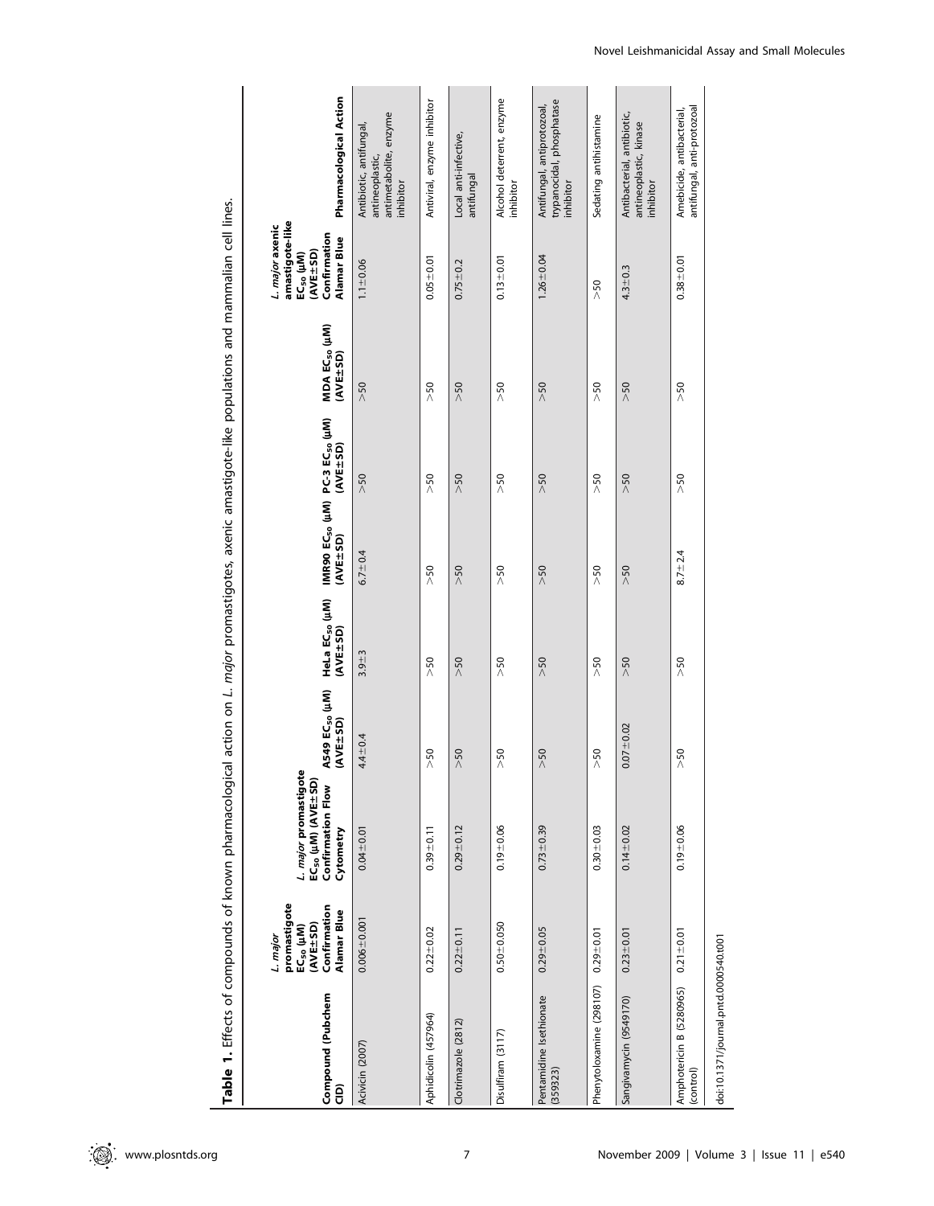**Table 1.** Effects of compounds of known pharmacological action on *L. major* promastigotes, axenic amastigote-like populations and mammalian cell lines.

| Compound (Pubchem CID) | *L. major* promastigote $EC_{50}$ (µM) (AVE±SD) Confirmation Alamar Blue | *L. major* promastigote $EC_{50}$ (µM) (AVE±SD) Confirmation Flow Cytometry | A549 $EC_{50}$ (µM) (AVE±SD) | HeLa $EC_{50}$ (µM) (AVE±SD) | IMR90 $EC_{50}$ (µM) (AVE±SD) | PC-3 $EC_{50}$ (µM) (AVE±SD) | MDA $EC_{50}$ (µM) (AVE±SD) | *L. major* axenic amastigote-like $EC_{50}$ (µM) (AVE±SD) Confirmation Alamar Blue | Pharmacological Action |
|---|---|---|---|---|---|---|---|---|---|
| Acivicin (2007) | 0.006±0.001 | 0.04±0.01 | 4.4±0.4 | 3.9±3 | 6.7±0.4 | >50 | >50 | 1.1±0.06 | Antibiotic, antifungal, antineoplastic, antimetabolite, enzyme inhibitor |
| Aphidicolin (457964) | 0.22±0.02 | 0.39±0.11 | >50 | >50 | >50 | >50 | >50 | 0.05±0.01 | Antiviral, enzyme inhibitor |
| Clotrimazole (2812) | 0.22±0.11 | 0.29±0.12 | >50 | >50 | >50 | >50 | >50 | 0.75±0.2 | Local anti-infective, antifungal |
| Disulfiram (3117) | 0.50±0.050 | 0.19±0.06 | >50 | >50 | >50 | >50 | >50 | 0.13±0.01 | Alcohol deterrent, enzyme inhibitor |
| Pentamidine Isethionate (359323) | 0.29±0.05 | 0.73±0.39 | >50 | >50 | >50 | >50 | >50 | 1.26±0.04 | Antifungal, antiprotozoal, trypanocidal, phosphatase inhibitor |
| Phenytoloxamine (298107) | 0.29±0.01 | 0.30±0.03 | >50 | >50 | >50 | >50 | >50 | >50 | Sedating antihistamine |
| Sangivamycin (9549170) | 0.23±0.01 | 0.14±0.02 | 0.07±0.02 | >50 | >50 | >50 | >50 | 4.3±0.3 | Antibacterial, antibiotic, antineoplastic, kinase inhibitor |
| Amphotericin B (5280965) (control) | 0.21±0.01 | 0.19±0.06 | >50 | >50 | 8.7±2.4 | >50 | >50 | 0.38±0.01 | Amebicide, antibacterial, antifungal, anti-protozoal |

doi:10.1371/journal.pntd.0000540.t001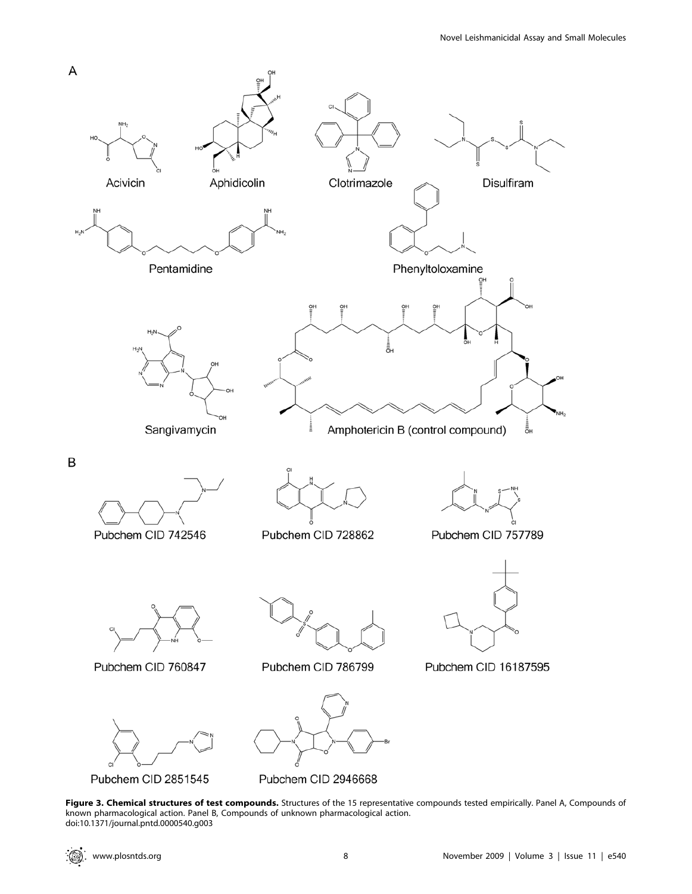A

Acivicin

Aphidicolin

Clotrimazole

Disulfiram

Pentamidine

Phenyltoloxamine

Sangivamycin

Amphotericin B (control compound)

B

Pubchem CID 742546

Pubchem CID 728862

Pubchem CID 757789

Pubchem CID 760847

Pubchem CID 786799

Pubchem CID 16187595

Pubchem CID 2851545

Pubchem CID 2946668

**Figure 3. Chemical structures of test compounds.** Structures of the 15 representative compounds tested empirically. Panel A, Compounds of known pharmacological action. Panel B, Compounds of unknown pharmacological action.
doi:10.1371/journal.pntd.0000540.g003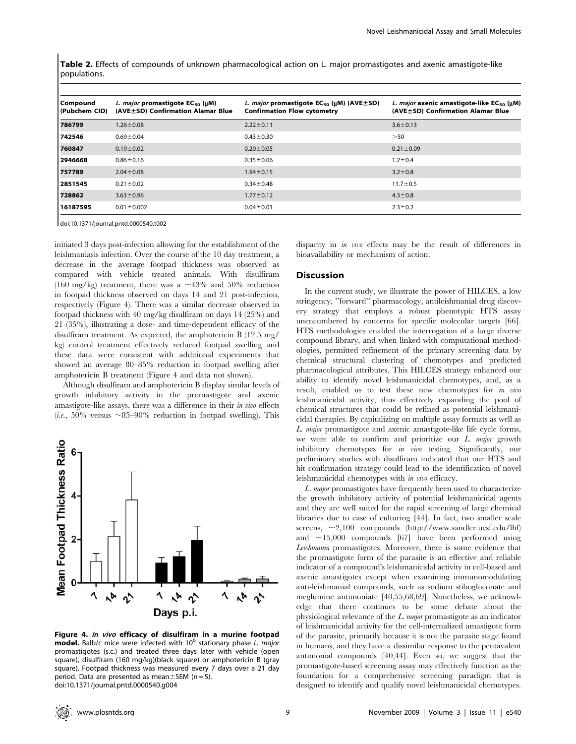**Table 2.** Effects of compounds of unknown pharmacological action on L. major promastigotes and axenic amastigote-like populations.

| Compound (Pubchem CID) | *L. major* promastigote $EC_{50}$ (μM) (AVE±SD) Confirmation Alamar Blue | *L. major* promastigote $EC_{50}$ (μM) (AVE±SD) Confirmation Flow cytometry | *L. major* axenic amastigote-like $EC_{50}$ (μM) (AVE±SD) Confirmation Alamar Blue |
|---|---|---|---|
| **786799** | 1.26±0.08 | 2.22±0.11 | 3.6±0.13 |
| **742546** | 0.69±0.04 | 0.43±0.30 | >50 |
| **760847** | 0.19±0.02 | 0.20±0.05 | 0.21±0.09 |
| **2946668** | 0.86±0.16 | 0.35±0.06 | 1.2±0.4 |
| **757789** | 2.04±0.08 | 1.94±0.15 | 3.2±0.8 |
| **2851545** | 0.21±0.02 | 0.34±0.48 | 11.7±0.5 |
| **728862** | 3.63±0.96 | 1.77±0.12 | 4.3±0.8 |
| **16187595** | 0.01±0.002 | 0.04±0.01 | 2.3±0.2 |

doi:10.1371/journal.pntd.0000540.t002

initiated 3 days post-infection allowing for the establishment of the leishmaniasis infection. Over the course of the 10 day treatment, a decrease in the average footpad thickness was observed as compared with vehicle treated animals. With disulfiram (160 mg/kg) treatment, there was a ~43% and 50% reduction in footpad thickness observed on days 14 and 21 post-infection, respectively (Figure 4). There was a similar decrease observed in footpad thickness with 40 mg/kg disulfiram on days 14 (25%) and 21 (35%), illustrating a dose- and time-dependent efficacy of the disulfiram treatment. As expected, the amphotericin B (12.5 mg/kg) control treatment effectively reduced footpad swelling and these data were consistent with additional experiments that showed an average 80–85% reduction in footpad swelling after amphotericin B treatment (Figure 4 and data not shown).

Although disulfiram and amphotericin B display similar levels of growth inhibitory activity in the promastigote and axenic amastigote-like assays, there was a difference in their *in vivo* effects (*i.e.*, 50% versus ~85–90% reduction in footpad swelling). This disparity in *in vivo* effects may be the result of differences in bioavailability or mechanism of action.

**Figure 4. *In vivo* efficacy of disulfiram in a murine footpad model.** Balb/c mice were infected with $10^6$ stationary phase *L. major* promastigotes (s.c.) and treated three days later with vehicle (open square), disulfiram (160 mg/kg)(black square) or amphotericin B (gray square). Footpad thickness was measured every 7 days over a 21 day period. Data are presented as mean±SEM (n = 5).
doi:10.1371/journal.pntd.0000540.g004

## Discussion

In the current study, we illustrate the power of HILCES, a low stringency, "forward" pharmacology, antileishmanial drug discovery strategy that employs a robust phenotypic HTS assay unencumbered by concerns for specific molecular targets [66]. HTS methodologies enabled the interrogation of a large diverse compound library, and when linked with computational methodologies, permitted refinement of the primary screening data by chemical structural clustering of chemotypes and predicted pharmacological attributes. This HILCES strategy enhanced our ability to identify novel leishmanicidal chemotypes, and, as a result, enabled us to test these new chemotypes for *in vivo* leishmanicidal activity, thus effectively expanding the pool of chemical structures that could be refined as potential leishmanicidal therapies. By capitalizing on multiple assay formats as well as *L. major* promastigote and axenic amastigote-like life cycle forms, we were able to confirm and prioritize our *L. major* growth inhibitory chemotypes for *in vivo* testing. Significantly, our preliminary studies with disulfiram indicated that our HTS and hit confirmation strategy could lead to the identification of novel leishmanicidal chemotypes with *in vivo* efficacy.

*L. major* promastigotes have frequently been used to characterize the growth inhibitory activity of potential leishmanicidal agents and they are well suited for the rapid screening of large chemical libraries due to ease of culturing [44]. In fact, two smaller scale screens, ~2,100 compounds (http://www.sandler.ucsf.edu/lhf) and ~15,000 compounds [67] have been performed using *Leishmania* promastigotes. Moreover, there is some evidence that the promastigote form of the parasite is an effective and reliable indicator of a compound's leishmanicidal activity in cell-based and axenic amastigotes except when examining immunomodulating anti-leishmanial compounds, such as sodium stibogluconate and meglumine antimoniate [40,55,68,69]. Nonetheless, we acknowledge that there continues to be some debate about the physiological relevance of the *L. major* promastigote as an indicator of leishmanicidal activity for the cell-internalized amastigote form of the parasite, primarily because it is not the parasite stage found in humans, and they have a dissimilar response to the pentavalent antimonial compounds [40,44]. Even so, we suggest that the promastigote-based screening assay may effectively function as the foundation for a comprehensive screening paradigm that is designed to identify and qualify novel leishmanicidal chemotypes.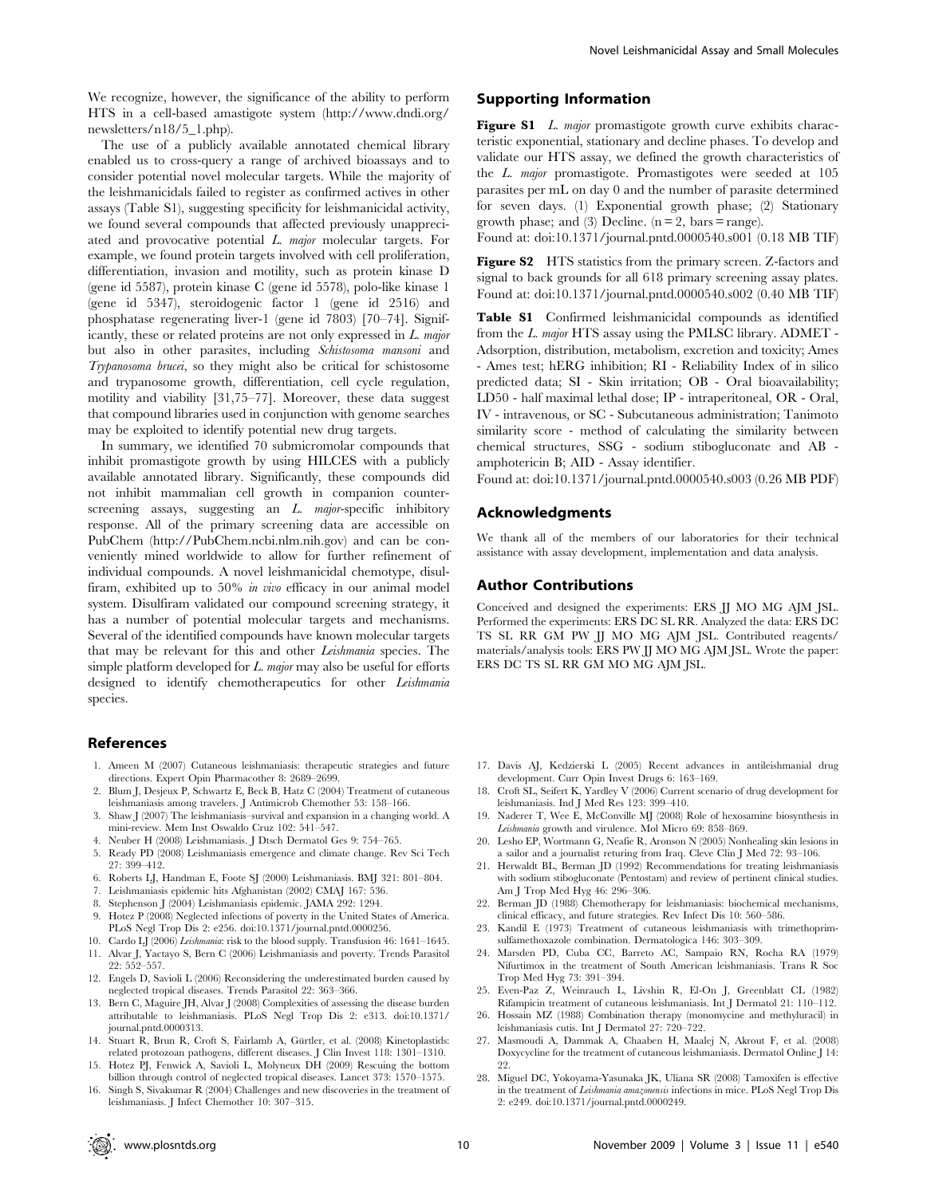We recognize, however, the significance of the ability to perform HTS in a cell-based amastigote system (http://www.dndi.org/newsletters/n18/5_1.php).

The use of a publicly available annotated chemical library enabled us to cross-query a range of archived bioassays and to consider potential novel molecular targets. While the majority of the leishmanicidals failed to register as confirmed actives in other assays (Table S1), suggesting specificity for leishmanicidal activity, we found several compounds that affected previously unappreciated and provocative potential *L. major* molecular targets. For example, we found protein targets involved with cell proliferation, differentiation, invasion and motility, such as protein kinase D (gene id 5587), protein kinase C (gene id 5578), polo-like kinase 1 (gene id 5347), steroidogenic factor 1 (gene id 2516) and phosphatase regenerating liver-1 (gene id 7803) [70–74]. Significantly, these or related proteins are not only expressed in *L. major* but also in other parasites, including *Schistosoma mansoni* and *Trypanosoma brucei*, so they might also be critical for schistosome and trypanosome growth, differentiation, cell cycle regulation, motility and viability [31,75–77]. Moreover, these data suggest that compound libraries used in conjunction with genome searches may be exploited to identify potential new drug targets.

In summary, we identified 70 submicromolar compounds that inhibit promastigote growth by using HILCES with a publicly available annotated library. Significantly, these compounds did not inhibit mammalian cell growth in companion counter-screening assays, suggesting an *L. major*-specific inhibitory response. All of the primary screening data are accessible on PubChem (http://PubChem.ncbi.nlm.nih.gov) and can be conveniently mined worldwide to allow for further refinement of individual compounds. A novel leishmanicidal chemotype, disulfiram, exhibited up to 50% *in vivo* efficacy in our animal model system. Disulfiram validated our compound screening strategy, it has a number of potential molecular targets and mechanisms. Several of the identified compounds have known molecular targets that may be relevant for this and other *Leishmania* species. The simple platform developed for *L. major* may also be useful for efforts designed to identify chemotherapeutics for other *Leishmania* species.

## Supporting Information

**Figure S1** *L. major* promastigote growth curve exhibits characteristic exponential, stationary and decline phases. To develop and validate our HTS assay, we defined the growth characteristics of the *L. major* promastigote. Promastigotes were seeded at 105 parasites per mL on day 0 and the number of parasite determined for seven days. (1) Exponential growth phase; (2) Stationary growth phase; and (3) Decline. (n = 2, bars = range).
Found at: doi:10.1371/journal.pntd.0000540.s001 (0.18 MB TIF)

**Figure S2** HTS statistics from the primary screen. Z-factors and signal to back grounds for all 618 primary screening assay plates.
Found at: doi:10.1371/journal.pntd.0000540.s002 (0.40 MB TIF)

**Table S1** Confirmed leishmanicidal compounds as identified from the *L. major* HTS assay using the PMLSC library. ADMET - Adsorption, distribution, metabolism, excretion and toxicity; Ames - Ames test; hERG inhibition; RI - Reliability Index of in silico predicted data; SI - Skin irritation; OB - Oral bioavailability; LD50 - half maximal lethal dose; IP - intraperitoneal, OR - Oral, IV - intravenous, or SC - Subcutaneous administration; Tanimoto similarity score - method of calculating the similarity between chemical structures, SSG - sodium stibogluconate and AB - amphotericin B; AID - Assay identifier.
Found at: doi:10.1371/journal.pntd.0000540.s003 (0.26 MB PDF)

## Acknowledgments

We thank all of the members of our laboratories for their technical assistance with assay development, implementation and data analysis.

## Author Contributions

Conceived and designed the experiments: ERS JJ MO MG AJM JSL. Performed the experiments: ERS DC SL RR. Analyzed the data: ERS DC TS SL RR GM PW JJ MO MG AJM JSL. Contributed reagents/materials/analysis tools: ERS PW JJ MO MG AJM JSL. Wrote the paper: ERS DC TS SL RR GM MO MG AJM JSL.

## References

1. Ameen M (2007) Cutaneous leishmaniasis: therapeutic strategies and future directions. Expert Opin Pharmacother 8: 2689–2699.
2. Blum J, Desjeux P, Schwartz E, Beck B, Hatz C (2004) Treatment of cutaneous leishmaniasis among travelers. J Antimicrob Chemother 53: 158–166.
3. Shaw J (2007) The leishmaniasis–survival and expansion in a changing world. A mini-review. Mem Inst Oswaldo Cruz 102: 541–547.
4. Neuber H (2008) Leishmaniasis. J Dtsch Dermatol Ges 9: 754–765.
5. Ready PD (2008) Leishmaniasis emergence and climate change. Rev Sci Tech 27: 399–412.
6. Roberts LJ, Handman E, Foote SJ (2000) Leishmaniasis. BMJ 321: 801–804.
7. Leishmaniasis epidemic hits Afghanistan (2002) CMAJ 167: 536.
8. Stephenson J (2004) Leishmaniasis epidemic. JAMA 292: 1294.
9. Hotez P (2008) Neglected infections of poverty in the United States of America. PLoS Negl Trop Dis 2: e256. doi:10.1371/journal.pntd.0000256.
10. Cardo LJ (2006) *Leishmania*: risk to the blood supply. Transfusion 46: 1641–1645.
11. Alvar J, Yactayo S, Bern C (2006) Leishmaniasis and poverty. Trends Parasitol 22: 552–557.
12. Engels D, Savioli L (2006) Reconsidering the underestimated burden caused by neglected tropical diseases. Trends Parasitol 22: 363–366.
13. Bern C, Maguire JH, Alvar J (2008) Complexities of assessing the disease burden attributable to leishmaniasis. PLoS Negl Trop Dis 2: e313. doi:10.1371/journal.pntd.0000313.
14. Stuart R, Brun R, Croft S, Fairlamb A, Gürtler, et al. (2008) Kinetoplastids: related protozoan pathogens, different diseases. J Clin Invest 118: 1301–1310.
15. Hotez PJ, Fenwick A, Savioli L, Molyneux DH (2009) Rescuing the bottom billion through control of neglected tropical diseases. Lancet 373: 1570–1575.
16. Singh S, Sivakumar R (2004) Challenges and new discoveries in the treatment of leishmaniasis. J Infect Chemother 10: 307–315.
17. Davis AJ, Kedzierski L (2005) Recent advances in antileishmanial drug development. Curr Opin Invest Drugs 6: 163–169.
18. Croft SL, Seifert K, Yardley V (2006) Current scenario of drug development for leishmaniasis. Ind J Med Res 123: 399–410.
19. Naderer T, Wee E, McConville MJ (2008) Role of hexosamine biosynthesis in *Leishmania* growth and virulence. Mol Micro 69: 858–869.
20. Lesho EP, Wortmann G, Neafie R, Aronson N (2005) Nonhealing skin lesions in a sailor and a journalist returing from Iraq. Cleve Clin J Med 72: 93–106.
21. Herwaldt BL, Berman JD (1992) Recommendations for treating leishmaniasis with sodium stibogluconate (Pentostam) and review of pertinent clinical studies. Am J Trop Med Hyg 46: 296–306.
22. Berman JD (1988) Chemotherapy for leishmaniasis: biochemical mechanisms, clinical efficacy, and future strategies. Rev Infect Dis 10: 560–586.
23. Kandil E (1973) Treatment of cutaneous leishmaniasis with trimethoprim-sulfamethoxazole combination. Dermatologica 146: 303–309.
24. Marsden PD, Cuba CC, Barreto AC, Sampaio RN, Rocha RA (1979) Nifurtimox in the treatment of South American leishmaniasis. Trans R Soc Trop Med Hyg 73: 391–394.
25. Even-Paz Z, Weinrauch L, Livshin R, El-On J, Greenblatt CL (1982) Rifampicin treatment of cutaneous leishmaniasis. Int J Dermatol 21: 110–112.
26. Hossain MZ (1988) Combination therapy (monomycine and methyluracil) in leishmaniasis cutis. Int J Dermatol 27: 720–722.
27. Masmoudi A, Dammak A, Chaaben H, Maalej N, Akrout F, et al. (2008) Doxycycline for the treatment of cutaneous leishmaniasis. Dermatol Online J 14: 22.
28. Miguel DC, Yokoyama-Yasunaka JK, Uliana SR (2008) Tamoxifen is effective in the treatment of *Leishmania amazonensis* infections in mice. PLoS Negl Trop Dis 2: e249. doi:10.1371/journal.pntd.0000249.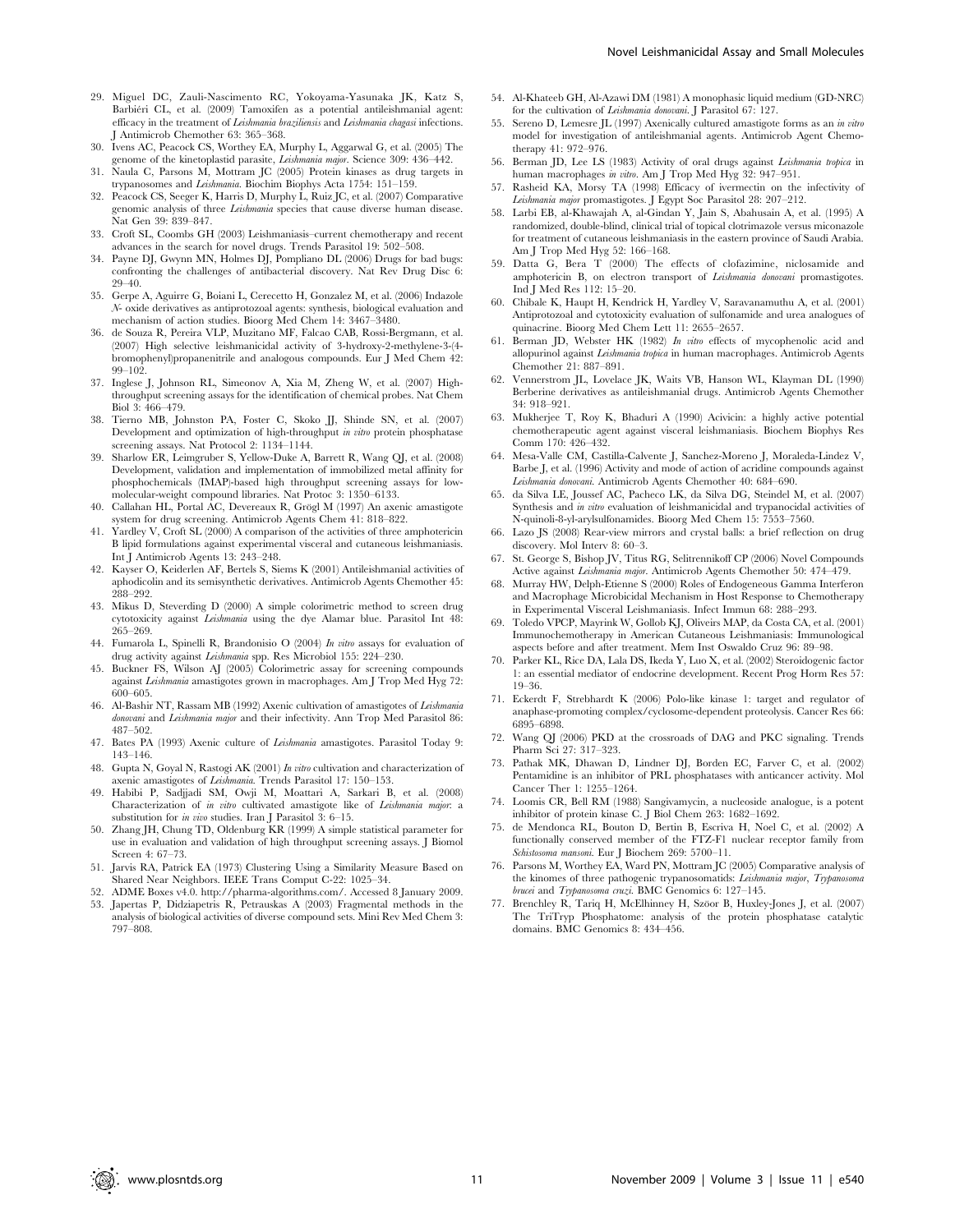29. Miguel DC, Zauli-Nascimento RC, Yokoyama-Yasunaka JK, Katz S, Barbiéri CL, et al. (2009) Tamoxifen as a potential antileishmanial agent: efficacy in the treatment of *Leishmania braziliensis* and *Leishmania chagasi* infections. J Antimicrob Chemother 63: 365–368.
30. Ivens AC, Peacock CS, Worthey EA, Murphy L, Aggarwal G, et al. (2005) The genome of the kinetoplastid parasite, *Leishmania major*. Science 309: 436–442.
31. Naula C, Parsons M, Mottram JC (2005) Protein kinases as drug targets in trypanosomes and *Leishmania*. Biochim Biophys Acta 1754: 151–159.
32. Peacock CS, Seeger K, Harris D, Murphy L, Ruiz JC, et al. (2007) Comparative genomic analysis of three *Leishmania* species that cause diverse human disease. Nat Gen 39: 839–847.
33. Croft SL, Coombs GH (2003) Leishmaniasis–current chemotherapy and recent advances in the search for novel drugs. Trends Parasitol 19: 502–508.
34. Payne DJ, Gwynn MN, Holmes DJ, Pompliano DL (2006) Drugs for bad bugs: confronting the challenges of antibacterial discovery. Nat Rev Drug Disc 6: 29–40.
35. Gerpe A, Aguirre G, Boiani L, Cerecetto H, Gonzalez M, et al. (2006) Indazole *N*- oxide derivatives as antiprotozoal agents: synthesis, biological evaluation and mechanism of action studies. Bioorg Med Chem 14: 3467–3480.
36. de Souza R, Pereira VLP, Muzitano MF, Falcao CAB, Rossi-Bergmann, et al. (2007) High selective leishmanicidal activity of 3-hydroxy-2-methylene-3-(4-bromophenyl)propanenitrile and analogous compounds. Eur J Med Chem 42: 99–102.
37. Inglese J, Johnson RL, Simeonov A, Xia M, Zheng W, et al. (2007) High-throughput screening assays for the identification of chemical probes. Nat Chem Biol 3: 466–479.
38. Tierno MB, Johnston PA, Foster C, Skoko JJ, Shinde SN, et al. (2007) Development and optimization of high-throughput *in vitro* protein phosphatase screening assays. Nat Protocol 2: 1134–1144.
39. Sharlow ER, Leimgruber S, Yellow-Duke A, Barrett R, Wang QJ, et al. (2008) Development, validation and implementation of immobilized metal affinity for phosphochemicals (IMAP)-based high throughput screening assays for low-molecular-weight compound libraries. Nat Protoc 3: 1350–6133.
40. Callahan HL, Portal AC, Devereaux R, Grögl M (1997) An axenic amastigote system for drug screening. Antimicrob Agents Chem 41: 818–822.
41. Yardley V, Croft SL (2000) A comparison of the activities of three amphotericin B lipid formulations against experimental visceral and cutaneous leishmaniasis. Int J Antimicrob Agents 13: 243–248.
42. Kayser O, Keiderlen AF, Bertels S, Siems K (2001) Antileishmanial activities of aphodicolin and its semisynthetic derivatives. Antimicrob Agents Chemother 45: 288–292.
43. Mikus D, Steverding D (2000) A simple colorimetric method to screen drug cytotoxicity against *Leishmania* using the dye Alamar blue. Parasitol Int 48: 265–269.
44. Fumarola L, Spinelli R, Brandonisio O (2004) *In vitro* assays for evaluation of drug activity against *Leishmania* spp. Res Microbiol 155: 224–230.
45. Buckner FS, Wilson AJ (2005) Colorimetric assay for screening compounds against *Leishmania* amastigotes grown in macrophages. Am J Trop Med Hyg 72: 600–605.
46. Al-Bashir NT, Rassam MB (1992) Axenic cultivation of amastigotes of *Leishmania donovani* and *Leishmania major* and their infectivity. Ann Trop Med Parasitol 86: 487–502.
47. Bates PA (1993) Axenic culture of *Leishmania* amastigotes. Parasitol Today 9: 143–146.
48. Gupta N, Goyal N, Rastogi AK (2001) *In vitro* cultivation and characterization of axenic amastigotes of *Leishmania*. Trends Parasitol 17: 150–153.
49. Habibi P, Sadjjadi SM, Owji M, Moattari A, Sarkari B, et al. (2008) Characterization of *in vitro* cultivated amastigote like of *Leishmania major*: a substitution for *in vivo* studies. Iran J Parasitol 3: 6–15.
50. Zhang JH, Chung TD, Oldenburg KR (1999) A simple statistical parameter for use in evaluation and validation of high throughput screening assays. J Biomol Screen 4: 67–73.
51. Jarvis RA, Patrick EA (1973) Clustering Using a Similarity Measure Based on Shared Near Neighbors. IEEE Trans Comput C-22: 1025–34.
52. ADME Boxes v4.0. http://pharma-algorithms.com/. Accessed 8 January 2009.
53. Japertas P, Didziapetris R, Petrauskas A (2003) Fragmental methods in the analysis of biological activities of diverse compound sets. Mini Rev Med Chem 3: 797–808.
54. Al-Khateeb GH, Al-Azawi DM (1981) A monophasic liquid medium (GD-NRC) for the cultivation of *Leishmania donovani*. J Parasitol 67: 127.
55. Sereno D, Lemesre JL (1997) Axenically cultured amastigote forms as an *in vitro* model for investigation of antileishmanial agents. Antimicrob Agent Chemotherapy 41: 972–976.
56. Berman JD, Lee LS (1983) Activity of oral drugs against *Leishmania tropica* in human macrophages *in vitro*. Am J Trop Med Hyg 32: 947–951.
57. Rasheid KA, Morsy TA (1998) Efficacy of ivermectin on the infectivity of *Leishmania major* promastigotes. J Egypt Soc Parasitol 28: 207–212.
58. Larbi EB, al-Khawajah A, al-Gindan Y, Jain S, Abahusain A, et al. (1995) A randomized, double-blind, clinical trial of topical clotrimazole versus miconazole for treatment of cutaneous leishmaniasis in the eastern province of Saudi Arabia. Am J Trop Med Hyg 52: 166–168.
59. Datta G, Bera T (2000) The effects of clofazimine, niclosamide and amphotericin B, on electron transport of *Leishmania donovani* promastigotes. Ind J Med Res 112: 15–20.
60. Chibale K, Haupt H, Kendrick H, Yardley V, Saravanamuthu A, et al. (2001) Antiprotozoal and cytotoxicity evaluation of sulfonamide and urea analogues of quinacrine. Bioorg Med Chem Lett 11: 2655–2657.
61. Berman JD, Webster HK (1982) *In vitro* effects of mycophenolic acid and allopurinol against *Leishmania tropica* in human macrophages. Antimicrob Agents Chemother 21: 887–891.
62. Vennerstrom JL, Lovelace JK, Waits VB, Hanson WL, Klayman DL (1990) Berberine derivatives as antileishmanial drugs. Antimicrob Agents Chemother 34: 918–921.
63. Mukherjee T, Roy K, Bhaduri A (1990) Acivicin: a highly active potential chemotherapeutic agent against visceral leishmaniasis. Biochem Biophys Res Comm 170: 426–432.
64. Mesa-Valle CM, Castilla-Calvente J, Sanchez-Moreno J, Moraleda-Lindez V, Barbe J, et al. (1996) Activity and mode of action of acridine compounds against *Leishmania donovani*. Antimicrob Agents Chemother 40: 684–690.
65. da Silva LE, Joussef AC, Pacheco LK, da Silva DG, Steindel M, et al. (2007) Synthesis and *in vitro* evaluation of leishmanicidal and trypanocidal activities of N-quinoli-8-yl-arylsulfonamides. Bioorg Med Chem 15: 7553–7560.
66. Lazo JS (2008) Rear-view mirrors and crystal balls: a brief reflection on drug discovery. Mol Interv 8: 60–3.
67. St. George S, Bishop JV, Titus RG, Selitrennikoff CP (2006) Novel Compounds Active against *Leishmania major*. Antimicrob Agents Chemother 50: 474–479.
68. Murray HW, Delph-Etienne S (2000) Roles of Endogeneous Gamma Interferon and Macrophage Microbicidal Mechanism in Host Response to Chemotherapy in Experimental Visceral Leishmaniasis. Infect Immun 68: 288–293.
69. Toledo VPCP, Mayrink W, Gollob KJ, Oliveirs MAP, da Costa CA, et al. (2001) Immunochemotherapy in American Cutaneous Leishmaniasis: Immunological aspects before and after treatment. Mem Inst Oswaldo Cruz 96: 89–98.
70. Parker KL, Rice DA, Lala DS, Ikeda Y, Luo X, et al. (2002) Steroidogenic factor 1: an essential mediator of endocrine development. Recent Prog Horm Res 57: 19–36.
71. Eckerdt F, Strebhardt K (2006) Polo-like kinase 1: target and regulator of anaphase-promoting complex/cyclosome-dependent proteolysis. Cancer Res 66: 6895–6898.
72. Wang QJ (2006) PKD at the crossroads of DAG and PKC signaling. Trends Pharm Sci 27: 317–323.
73. Pathak MK, Dhawan D, Lindner DJ, Borden EC, Farver C, et al. (2002) Pentamidine is an inhibitor of PRL phosphatases with anticancer activity. Mol Cancer Ther 1: 1255–1264.
74. Loomis CR, Bell RM (1988) Sangivamycin, a nucleoside analogue, is a potent inhibitor of protein kinase C. J Biol Chem 263: 1682–1692.
75. de Mendonca RL, Bouton D, Bertin B, Escriva H, Noel C, et al. (2002) A functionally conserved member of the FTZ-F1 nuclear receptor family from *Schistosoma mansoni*. Eur J Biochem 269: 5700–11.
76. Parsons M, Worthey EA, Ward PN, Mottram JC (2005) Comparative analysis of the kinomes of three pathogenic trypanosomatids: *Leishmania major*, *Trypanosoma brucei* and *Trypanosoma cruzi*. BMC Genomics 6: 127–145.
77. Brenchley R, Tariq H, McElhinney H, Szöor B, Huxley-Jones J, et al. (2007) The TriTryp Phosphatome: analysis of the protein phosphatase catalytic domains. BMC Genomics 8: 434–456.